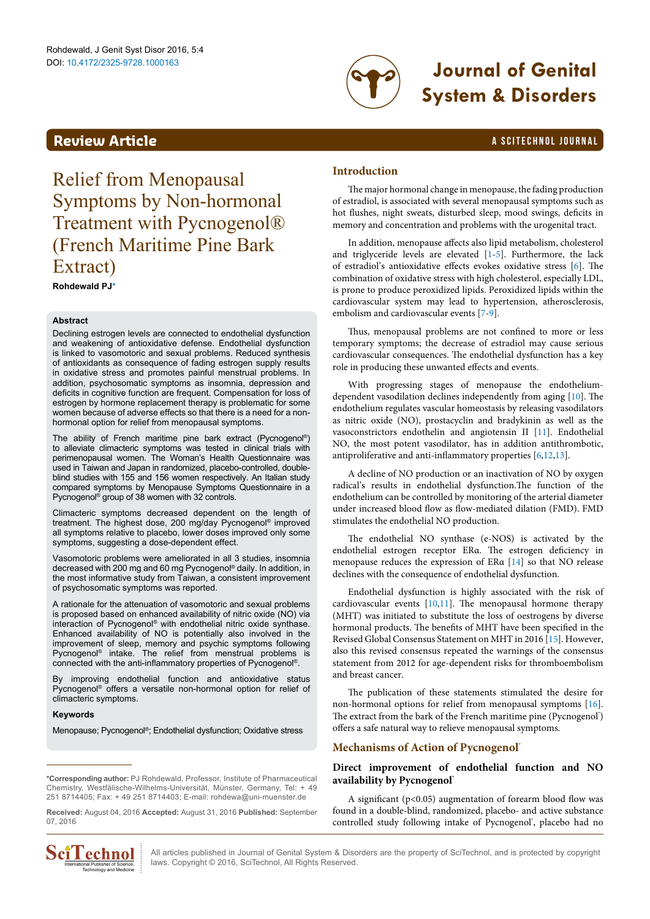Rohdewald, J Genit Syst Disor 2016, 5:4
DOI: 10.4172/2325-9728.1000163

# Journal of Genital System & Disorders

**Review Article** — A SCITECHNOL JOURNAL

# Relief from Menopausal Symptoms by Non-hormonal Treatment with Pycnogenol® (French Maritime Pine Bark Extract)

**Rohdewald PJ***

### Abstract

Declining estrogen levels are connected to endothelial dysfunction and weakening of antioxidative defense. Endothelial dysfunction is linked to vasomotoric and sexual problems. Reduced synthesis of antioxidants as consequence of fading estrogen supply results in oxidative stress and promotes painful menstrual problems. In addition, psychosomatic symptoms as insomnia, depression and deficits in cognitive function are frequent. Compensation for loss of estrogen by hormone replacement therapy is problematic for some women because of adverse effects so that there is a need for a non-hormonal option for relief from menopausal symptoms.

The ability of French maritime pine bark extract (Pycnogenol®) to alleviate climacteric symptoms was tested in clinical trials with perimenopausal women. The Woman's Health Questionnaire was used in Taiwan and Japan in randomized, placebo-controlled, double-blind studies with 155 and 156 women respectively. An Italian study compared symptoms by Menopause Symptoms Questionnaire in a Pycnogenol® group of 38 women with 32 controls.

Climacteric symptoms decreased dependent on the length of treatment. The highest dose, 200 mg/day Pycnogenol® improved all symptoms relative to placebo, lower doses improved only some symptoms, suggesting a dose-dependent effect.

Vasomotoric problems were ameliorated in all 3 studies, insomnia decreased with 200 mg and 60 mg Pycnogenol® daily. In addition, in the most informative study from Taiwan, a consistent improvement of psychosomatic symptoms was reported.

A rationale for the attenuation of vasomotoric and sexual problems is proposed based on enhanced availability of nitric oxide (NO) via interaction of Pycnogenol® with endothelial nitric oxide synthase. Enhanced availability of NO is potentially also involved in the improvement of sleep, memory and psychic symptoms following Pycnogenol® intake. The relief from menstrual problems is connected with the anti-inflammatory properties of Pycnogenol®.

By improving endothelial function and antioxidative status Pycnogenol® offers a versatile non-hormonal option for relief of climacteric symptoms.

### Keywords

Menopause; Pycnogenol®; Endothelial dysfunction; Oxidative stress

***Corresponding author:** PJ Rohdewald, Professor, Institute of Pharmaceutical Chemistry, Westfälische-Wilhelms-Universität, Münster, Germany, Tel: + 49 251 8714405; Fax: + 49 251 8714403; E-mail: rohdewa@uni-muenster.de

**Received:** August 04, 2016 **Accepted:** August 31, 2016 **Published:** September 07, 2016

## Introduction

The major hormonal change in menopause, the fading production of estradiol, is associated with several menopausal symptoms such as hot flushes, night sweats, disturbed sleep, mood swings, deficits in memory and concentration and problems with the urogenital tract.

In addition, menopause affects also lipid metabolism, cholesterol and triglyceride levels are elevated [1-5]. Furthermore, the lack of estradiol's antioxidative effects evokes oxidative stress [6]. The combination of oxidative stress with high cholesterol, especially LDL, is prone to produce peroxidized lipids. Peroxidized lipids within the cardiovascular system may lead to hypertension, atherosclerosis, embolism and cardiovascular events [7-9].

Thus, menopausal problems are not confined to more or less temporary symptoms; the decrease of estradiol may cause serious cardiovascular consequences. The endothelial dysfunction has a key role in producing these unwanted effects and events.

With progressing stages of menopause the endothelium-dependent vasodilation declines independently from aging [10]. The endothelium regulates vascular homeostasis by releasing vasodilators as nitric oxide (NO), prostacyclin and bradykinin as well as the vasoconstrictors endothelin and angiotensin II [11]. Endothelial NO, the most potent vasodilator, has in addition antithrombotic, antiproliferative and anti-inflammatory properties [6,12,13].

A decline of NO production or an inactivation of NO by oxygen radical's results in endothelial dysfunction.The function of the endothelium can be controlled by monitoring of the arterial diameter under increased blood flow as flow-mediated dilation (FMD). FMD stimulates the endothelial NO production.

The endothelial NO synthase (e-NOS) is activated by the endothelial estrogen receptor ERα. The estrogen deficiency in menopause reduces the expression of ERα [14] so that NO release declines with the consequence of endothelial dysfunction.

Endothelial dysfunction is highly associated with the risk of cardiovascular events [10,11]. The menopausal hormone therapy (MHT) was initiated to substitute the loss of oestrogens by diverse hormonal products. The benefits of MHT have been specified in the Revised Global Consensus Statement on MHT in 2016 [15]. However, also this revised consensus repeated the warnings of the consensus statement from 2012 for age-dependent risks for thromboembolism and breast cancer.

The publication of these statements stimulated the desire for non-hormonal options for relief from menopausal symptoms [16]. The extract from the bark of the French maritime pine (Pycnogenol®) offers a safe natural way to relieve menopausal symptoms.

## Mechanisms of Action of Pycnogenol®

### Direct improvement of endothelial function and NO availability by Pycnogenol®

A significant ($p<0.05$) augmentation of forearm blood flow was found in a double-blind, randomized, placebo- and active substance controlled study following intake of Pycnogenol®, placebo had no

All articles published in Journal of Genital System & Disorders are the property of SciTechnol, and is protected by copyright laws. Copyright © 2016, SciTechnol, All Rights Reserved.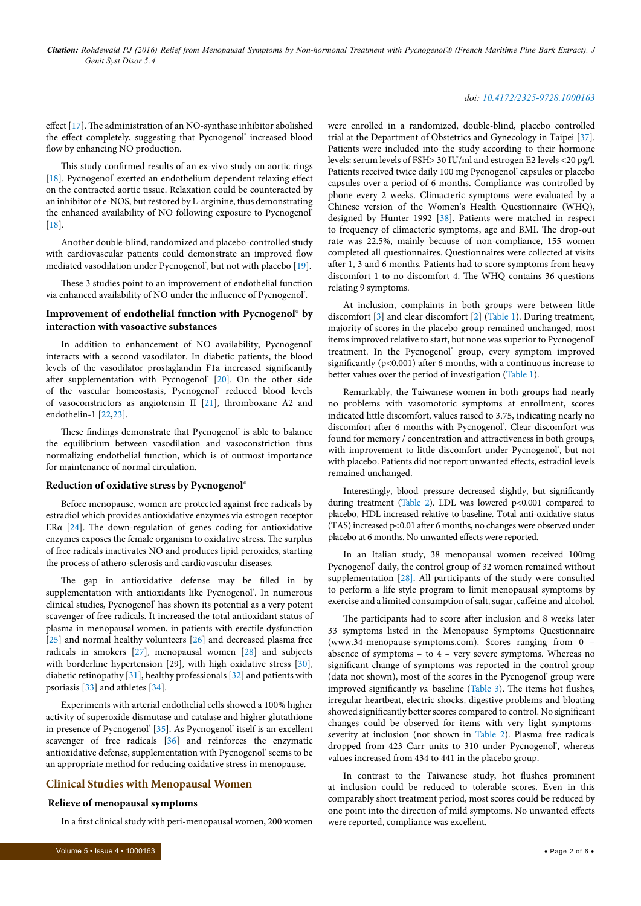effect [17]. The administration of an NO-synthase inhibitor abolished the effect completely, suggesting that Pycnogenol® increased blood flow by enhancing NO production.

This study confirmed results of an ex-vivo study on aortic rings [18]. Pycnogenol® exerted an endothelium dependent relaxing effect on the contracted aortic tissue. Relaxation could be counteracted by an inhibitor of e-NOS, but restored by L-arginine, thus demonstrating the enhanced availability of NO following exposure to Pycnogenol® [18].

Another double-blind, randomized and placebo-controlled study with cardiovascular patients could demonstrate an improved flow mediated vasodilation under Pycnogenol®, but not with placebo [19].

These 3 studies point to an improvement of endothelial function via enhanced availability of NO under the influence of Pycnogenol®.

### Improvement of endothelial function with Pycnogenol® by interaction with vasoactive substances

In addition to enhancement of NO availability, Pycnogenol® interacts with a second vasodilator. In diabetic patients, the blood levels of the vasodilator prostaglandin F1a increased significantly after supplementation with Pycnogenol® [20]. On the other side of the vascular homeostasis, Pycnogenol® reduced blood levels of vasoconstrictors as angiotensin II [21], thromboxane A2 and endothelin-1 [22,23].

These findings demonstrate that Pycnogenol® is able to balance the equilibrium between vasodilation and vasoconstriction thus normalizing endothelial function, which is of outmost importance for maintenance of normal circulation.

### Reduction of oxidative stress by Pycnogenol®

Before menopause, women are protected against free radicals by estradiol which provides antioxidative enzymes via estrogen receptor ERα [24]. The down-regulation of genes coding for antioxidative enzymes exposes the female organism to oxidative stress. The surplus of free radicals inactivates NO and produces lipid peroxides, starting the process of athero-sclerosis and cardiovascular diseases.

The gap in antioxidative defense may be filled in by supplementation with antioxidants like Pycnogenol®. In numerous clinical studies, Pycnogenol® has shown its potential as a very potent scavenger of free radicals. It increased the total antioxidant status of plasma in menopausal women, in patients with erectile dysfunction [25] and normal healthy volunteers [26] and decreased plasma free radicals in smokers [27], menopausal women [28] and subjects with borderline hypertension [29], with high oxidative stress [30], diabetic retinopathy [31], healthy professionals [32] and patients with psoriasis [33] and athletes [34].

Experiments with arterial endothelial cells showed a 100% higher activity of superoxide dismutase and catalase and higher glutathione in presence of Pycnogenol® [35]. As Pycnogenol® itself is an excellent scavenger of free radicals [36] and reinforces the enzymatic antioxidative defense, supplementation with Pycnogenol® seems to be an appropriate method for reducing oxidative stress in menopause.

## Clinical Studies with Menopausal Women

### Relieve of menopausal symptoms

In a first clinical study with peri-menopausal women, 200 women were enrolled in a randomized, double-blind, placebo controlled trial at the Department of Obstetrics and Gynecology in Taipei [37]. Patients were included into the study according to their hormone levels: serum levels of FSH> 30 IU/ml and estrogen E2 levels <20 pg/l. Patients received twice daily 100 mg Pycnogenol® capsules or placebo capsules over a period of 6 months. Compliance was controlled by phone every 2 weeks. Climacteric symptoms were evaluated by a Chinese version of the Women's Health Questionnaire (WHQ), designed by Hunter 1992 [38]. Patients were matched in respect to frequency of climacteric symptoms, age and BMI. The drop-out rate was 22.5%, mainly because of non-compliance, 155 women completed all questionnaires. Questionnaires were collected at visits after 1, 3 and 6 months. Patients had to score symptoms from heavy discomfort 1 to no discomfort 4. The WHQ contains 36 questions relating 9 symptoms.

At inclusion, complaints in both groups were between little discomfort [3] and clear discomfort [2] (Table 1). During treatment, majority of scores in the placebo group remained unchanged, most items improved relative to start, but none was superior to Pycnogenol® treatment. In the Pycnogenol® group, every symptom improved significantly (p<0.001) after 6 months, with a continuous increase to better values over the period of investigation (Table 1).

Remarkably, the Taiwanese women in both groups had nearly no problems with vasomotoric symptoms at enrollment, scores indicated little discomfort, values raised to 3.75, indicating nearly no discomfort after 6 months with Pycnogenol®. Clear discomfort was found for memory / concentration and attractiveness in both groups, with improvement to little discomfort under Pycnogenol®, but not with placebo. Patients did not report unwanted effects, estradiol levels remained unchanged.

Interestingly, blood pressure decreased slightly, but significantly during treatment (Table 2). LDL was lowered p<0.001 compared to placebo, HDL increased relative to baseline. Total anti-oxidative status (TAS) increased p<0.01 after 6 months, no changes were observed under placebo at 6 months. No unwanted effects were reported.

In an Italian study, 38 menopausal women received 100mg Pycnogenol® daily, the control group of 32 women remained without supplementation [28]. All participants of the study were consulted to perform a life style program to limit menopausal symptoms by exercise and a limited consumption of salt, sugar, caffeine and alcohol.

The participants had to score after inclusion and 8 weeks later 33 symptoms listed in the Menopause Symptoms Questionnaire (www.34-menopause-symptoms.com). Scores ranging from 0 – absence of symptoms – to 4 – very severe symptoms. Whereas no significant change of symptoms was reported in the control group (data not shown), most of the scores in the Pycnogenol® group were improved significantly *vs.* baseline (Table 3). The items hot flushes, irregular heartbeat, electric shocks, digestive problems and bloating showed significantly better scores compared to control. No significant changes could be observed for items with very light symptoms-severity at inclusion (not shown in Table 2). Plasma free radicals dropped from 423 Carr units to 310 under Pycnogenol®, whereas values increased from 434 to 441 in the placebo group.

In contrast to the Taiwanese study, hot flushes prominent at inclusion could be reduced to tolerable scores. Even in this comparably short treatment period, most scores could be reduced by one point into the direction of mild symptoms. No unwanted effects were reported, compliance was excellent.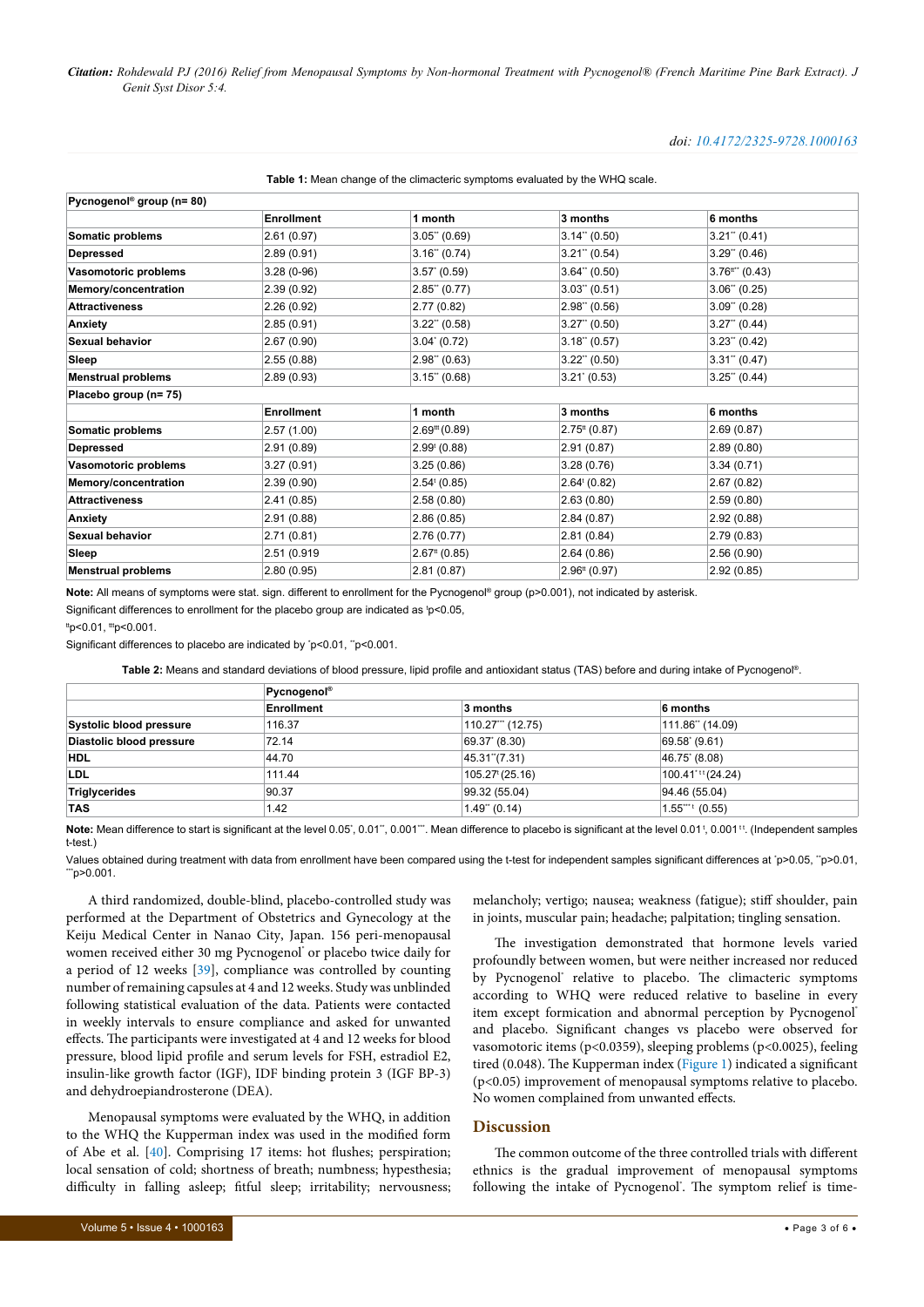**Table 1:** Mean change of the climacteric symptoms evaluated by the WHQ scale.

| Pycnogenol® group (n= 80) | | | | |
|---|---|---|---|---|
| | Enrollment | 1 month | 3 months | 6 months |
| Somatic problems | 2.61 (0.97) | 3.05** (0.69) | 3.14** (0.50) | 3.21** (0.41) |
| Depressed | 2.89 (0.91) | 3.16** (0.74) | 3.21** (0.54) | 3.29** (0.46) |
| Vasomotoric problems | 3.28 (0-96) | 3.57* (0.59) | 3.64** (0.50) | 3.76ǂǂ** (0.43) |
| Memory/concentration | 2.39 (0.92) | 2.85** (0.77) | 3.03** (0.51) | 3.06** (0.25) |
| Attractiveness | 2.26 (0.92) | 2.77 (0.82) | 2.98** (0.56) | 3.09** (0.28) |
| Anxiety | 2.85 (0.91) | 3.22** (0.58) | 3.27** (0.50) | 3.27** (0.44) |
| Sexual behavior | 2.67 (0.90) | 3.04* (0.72) | 3.18** (0.57) | 3.23** (0.42) |
| Sleep | 2.55 (0.88) | 2.98** (0.63) | 3.22** (0.50) | 3.31** (0.47) |
| Menstrual problems | 2.89 (0.93) | 3.15** (0.68) | 3.21* (0.53) | 3.25** (0.44) |
| Placebo group (n= 75) | | | | |
| | Enrollment | 1 month | 3 months | 6 months |
| Somatic problems | 2.57 (1.00) | 2.69ǂǂǂ (0.89) | 2.75ǂǂ (0.87) | 2.69 (0.87) |
| Depressed | 2.91 (0.89) | 2.99ǂ (0.88) | 2.91 (0.87) | 2.89 (0.80) |
| Vasomotoric problems | 3.27 (0.91) | 3.25 (0.86) | 3.28 (0.76) | 3.34 (0.71) |
| Memory/concentration | 2.39 (0.90) | 2.54ǂ (0.85) | 2.64ǂ (0.82) | 2.67 (0.82) |
| Attractiveness | 2.41 (0.85) | 2.58 (0.80) | 2.63 (0.80) | 2.59 (0.80) |
| Anxiety | 2.91 (0.88) | 2.86 (0.85) | 2.84 (0.87) | 2.92 (0.88) |
| Sexual behavior | 2.71 (0.81) | 2.76 (0.77) | 2.81 (0.84) | 2.79 (0.83) |
| Sleep | 2.51 (0.919 | 2.67ǂǂ (0.85) | 2.64 (0.86) | 2.56 (0.90) |
| Menstrual problems | 2.80 (0.95) | 2.81 (0.87) | 2.96ǂǂ (0.97) | 2.92 (0.85) |

**Note:** All means of symptoms were stat. sign. different to enrollment for the Pycnogenol® group (p>0.001), not indicated by asterisk.

Significant differences to enrollment for the placebo group are indicated as ǂp<0.05,

ǂǂp<0.01, ǂǂǂp<0.001.

Significant differences to placebo are indicated by *p<0.01, **p<0.001.

**Table 2:** Means and standard deviations of blood pressure, lipid profile and antioxidant status (TAS) before and during intake of Pycnogenol®.

| | Pycnogenol® | | |
|---|---|---|---|
| | Enrollment | 3 months | 6 months |
| Systolic blood pressure | 116.37 | 110.27*** (12.75) | 111.86** (14.09) |
| Diastolic blood pressure | 72.14 | 69.37* (8.30) | 69.58* (9.61) |
| HDL | 44.70 | 45.31**(7.31) | 46.75* (8.08) |
| LDL | 111.44 | 105.27ǂ (25.16) | 100.41*ǂǂ (24.24) |
| Triglycerides | 90.37 | 99.32 (55.04) | 94.46 (55.04) |
| TAS | 1.42 | 1.49** (0.14) | 1.55***ǂ (0.55) |

**Note:** Mean difference to start is significant at the level 0.05*, 0.01**, 0.001***. Mean difference to placebo is significant at the level 0.01ǂ, 0.001ǂǂ. (Independent samples t-test.)

Values obtained during treatment with data from enrollment have been compared using the t-test for independent samples significant differences at *p>0.05, **p>0.01, ***p>0.001.

A third randomized, double-blind, placebo-controlled study was performed at the Department of Obstetrics and Gynecology at the Keiju Medical Center in Nanao City, Japan. 156 peri-menopausal women received either 30 mg Pycnogenol® or placebo twice daily for a period of 12 weeks [39], compliance was controlled by counting number of remaining capsules at 4 and 12 weeks. Study was unblinded following statistical evaluation of the data. Patients were contacted in weekly intervals to ensure compliance and asked for unwanted effects. The participants were investigated at 4 and 12 weeks for blood pressure, blood lipid profile and serum levels for FSH, estradiol E2, insulin-like growth factor (IGF), IDF binding protein 3 (IGF BP-3) and dehydroepiandrosterone (DEA).

Menopausal symptoms were evaluated by the WHQ, in addition to the WHQ the Kupperman index was used in the modified form of Abe et al. [40]. Comprising 17 items: hot flushes; perspiration; local sensation of cold; shortness of breath; numbness; hypesthesia; difficulty in falling asleep; fitful sleep; irritability; nervousness; melancholy; vertigo; nausea; weakness (fatigue); stiff shoulder, pain in joints, muscular pain; headache; palpitation; tingling sensation.

The investigation demonstrated that hormone levels varied profoundly between women, but were neither increased nor reduced by Pycnogenol® relative to placebo. The climacteric symptoms according to WHQ were reduced relative to baseline in every item except formication and abnormal perception by Pycnogenol® and placebo. Significant changes vs placebo were observed for vasomotoric items (p<0.0359), sleeping problems (p<0.0025), feeling tired (0.048). The Kupperman index (Figure 1) indicated a significant (p<0.05) improvement of menopausal symptoms relative to placebo. No women complained from unwanted effects.

## Discussion

The common outcome of the three controlled trials with different ethnics is the gradual improvement of menopausal symptoms following the intake of Pycnogenol®. The symptom relief is time-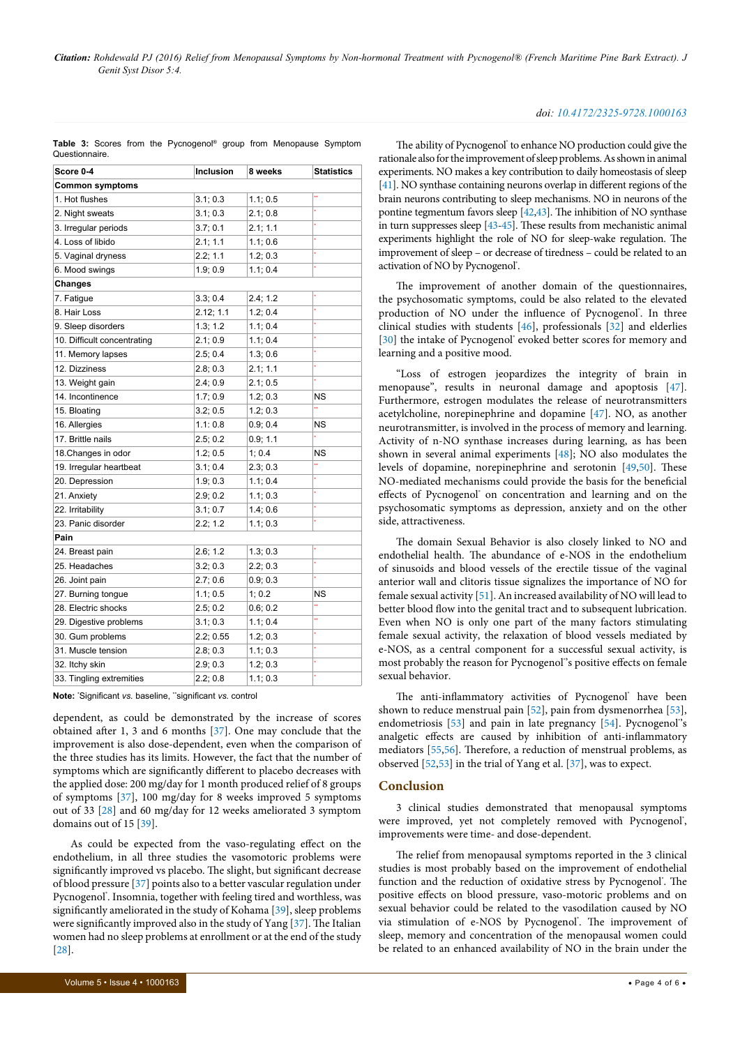**Table 3:** Scores from the Pycnogenol® group from Menopause Symptom Questionnaire.

| Score 0-4 | Inclusion | 8 weeks | Statistics |
|---|---|---|---|
| **Common symptoms** | | | |
| 1. Hot flushes | 3.1; 0.3 | 1.1; 0.5 | ** |
| 2. Night sweats | 3.1; 0.3 | 2.1; 0.8 | * |
| 3. Irregular periods | 3.7; 0.1 | 2.1; 1.1 | * |
| 4. Loss of libido | 2.1; 1.1 | 1.1; 0.6 | * |
| 5. Vaginal dryness | 2.2; 1.1 | 1.2; 0.3 | * |
| 6. Mood swings | 1.9; 0.9 | 1.1; 0.4 | * |
| **Changes** | | | |
| 7. Fatigue | 3.3; 0.4 | 2.4; 1.2 | * |
| 8. Hair Loss | 2.12; 1.1 | 1.2; 0.4 | * |
| 9. Sleep disorders | 1.3; 1.2 | 1.1; 0.4 | * |
| 10. Difficult concentrating | 2.1; 0.9 | 1.1; 0.4 | * |
| 11. Memory lapses | 2.5; 0.4 | 1.3; 0.6 | * |
| 12. Dizziness | 2.8; 0.3 | 2.1; 1.1 | * |
| 13. Weight gain | 2.4; 0.9 | 2.1; 0.5 | * |
| 14. Incontinence | 1.7; 0.9 | 1.2; 0.3 | NS |
| 15. Bloating | 3.2; 0.5 | 1.2; 0.3 | ** |
| 16. Allergies | 1.1: 0.8 | 0.9; 0.4 | NS |
| 17. Brittle nails | 2.5; 0.2 | 0.9; 1.1 | * |
| 18.Changes in odor | 1.2; 0.5 | 1; 0.4 | NS |
| 19. Irregular heartbeat | 3.1; 0.4 | 2.3; 0.3 | ** |
| 20. Depression | 1.9; 0.3 | 1.1; 0.4 | * |
| 21. Anxiety | 2.9; 0.2 | 1.1; 0.3 | * |
| 22. Irritability | 3.1; 0.7 | 1.4; 0.6 | * |
| 23. Panic disorder | 2.2; 1.2 | 1.1; 0.3 | * |
| **Pain** | | | |
| 24. Breast pain | 2.6; 1.2 | 1.3; 0.3 | * |
| 25. Headaches | 3.2; 0.3 | 2.2; 0.3 | * |
| 26. Joint pain | 2.7; 0.6 | 0.9; 0.3 | * |
| 27. Burning tongue | 1.1; 0.5 | 1; 0.2 | NS |
| 28. Electric shocks | 2.5; 0.2 | 0.6; 0.2 | ** |
| 29. Digestive problems | 3.1; 0.3 | 1.1; 0.4 | ** |
| 30. Gum problems | 2.2; 0.55 | 1.2; 0.3 | * |
| 31. Muscle tension | 2.8; 0.3 | 1.1; 0.3 | * |
| 32. Itchy skin | 2.9; 0.3 | 1.2; 0.3 | * |
| 33. Tingling extremities | 2.2; 0.8 | 1.1; 0.3 | * |

**Note:** *Significant *vs.* baseline, **significant *vs.* control

dependent, as could be demonstrated by the increase of scores obtained after 1, 3 and 6 months [37]. One may conclude that the improvement is also dose-dependent, even when the comparison of the three studies has its limits. However, the fact that the number of symptoms which are significantly different to placebo decreases with the applied dose: 200 mg/day for 1 month produced relief of 8 groups of symptoms [37], 100 mg/day for 8 weeks improved 5 symptoms out of 33 [28] and 60 mg/day for 12 weeks ameliorated 3 symptom domains out of 15 [39].

As could be expected from the vaso-regulating effect on the endothelium, in all three studies the vasomotoric problems were significantly improved vs placebo. The slight, but significant decrease of blood pressure [37] points also to a better vascular regulation under Pycnogenol®. Insomnia, together with feeling tired and worthless, was significantly ameliorated in the study of Kohama [39], sleep problems were significantly improved also in the study of Yang [37]. The Italian women had no sleep problems at enrollment or at the end of the study [28].

The ability of Pycnogenol® to enhance NO production could give the rationale also for the improvement of sleep problems. As shown in animal experiments. NO makes a key contribution to daily homeostasis of sleep [41]. NO synthase containing neurons overlap in different regions of the brain neurons contributing to sleep mechanisms. NO in neurons of the pontine tegmentum favors sleep [42,43]. The inhibition of NO synthase in turn suppresses sleep [43-45]. These results from mechanistic animal experiments highlight the role of NO for sleep-wake regulation. The improvement of sleep – or decrease of tiredness – could be related to an activation of NO by Pycnogenol®.

The improvement of another domain of the questionnaires, the psychosomatic symptoms, could be also related to the elevated production of NO under the influence of Pycnogenol®. In three clinical studies with students [46], professionals [32] and elderlies [30] the intake of Pycnogenol® evoked better scores for memory and learning and a positive mood.

"Loss of estrogen jeopardizes the integrity of brain in menopause", results in neuronal damage and apoptosis [47]. Furthermore, estrogen modulates the release of neurotransmitters acetylcholine, norepinephrine and dopamine [47]. NO, as another neurotransmitter, is involved in the process of memory and learning. Activity of n-NO synthase increases during learning, as has been shown in several animal experiments [48]; NO also modulates the levels of dopamine, norepinephrine and serotonin [49,50]. These NO-mediated mechanisms could provide the basis for the beneficial effects of Pycnogenol® on concentration and learning and on the psychosomatic symptoms as depression, anxiety and on the other side, attractiveness.

The domain Sexual Behavior is also closely linked to NO and endothelial health. The abundance of e-NOS in the endothelium of sinusoids and blood vessels of the erectile tissue of the vaginal anterior wall and clitoris tissue signalizes the importance of NO for female sexual activity [51]. An increased availability of NO will lead to better blood flow into the genital tract and to subsequent lubrication. Even when NO is only one part of the many factors stimulating female sexual activity, the relaxation of blood vessels mediated by e-NOS, as a central component for a successful sexual activity, is most probably the reason for Pycnogenol®'s positive effects on female sexual behavior.

The anti-inflammatory activities of Pycnogenol® have been shown to reduce menstrual pain [52], pain from dysmenorrhea [53], endometriosis [53] and pain in late pregnancy [54]. Pycnogenol®'s analgetic effects are caused by inhibition of anti-inflammatory mediators [55,56]. Therefore, a reduction of menstrual problems, as observed [52,53] in the trial of Yang et al. [37], was to expect.

## Conclusion

3 clinical studies demonstrated that menopausal symptoms were improved, yet not completely removed with Pycnogenol®, improvements were time- and dose-dependent.

The relief from menopausal symptoms reported in the 3 clinical studies is most probably based on the improvement of endothelial function and the reduction of oxidative stress by Pycnogenol®. The positive effects on blood pressure, vaso-motoric problems and on sexual behavior could be related to the vasodilation caused by NO via stimulation of e-NOS by Pycnogenol®. The improvement of sleep, memory and concentration of the menopausal women could be related to an enhanced availability of NO in the brain under the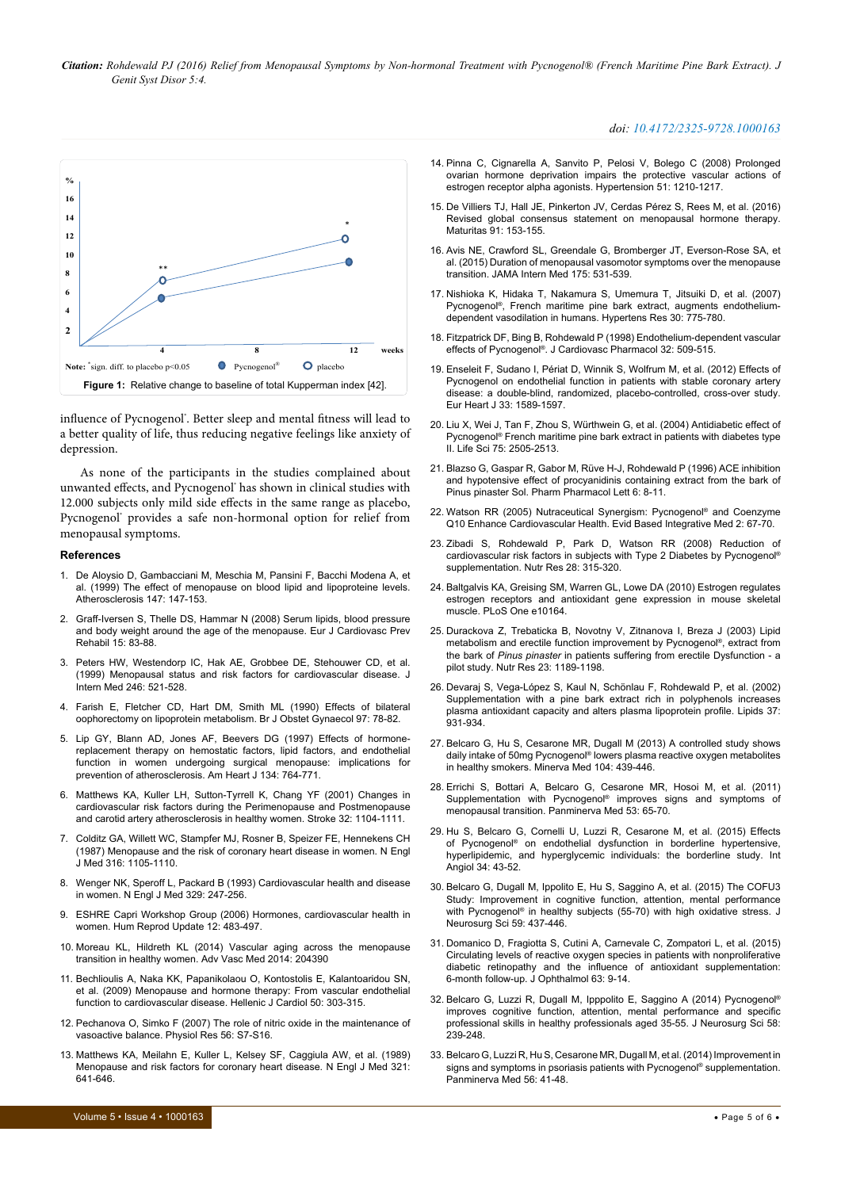Figure 1: Relative change to baseline of total Kupperman index [42].

influence of Pycnogenol®. Better sleep and mental fitness will lead to a better quality of life, thus reducing negative feelings like anxiety of depression.

As none of the participants in the studies complained about unwanted effects, and Pycnogenol® has shown in clinical studies with 12.000 subjects only mild side effects in the same range as placebo, Pycnogenol® provides a safe non-hormonal option for relief from menopausal symptoms.

### References

1. De Aloysio D, Gambacciani M, Meschia M, Pansini F, Bacchi Modena A, et al. (1999) The effect of menopause on blood lipid and lipoproteine levels. Atherosclerosis 147: 147-153.
2. Graff-Iversen S, Thelle DS, Hammar N (2008) Serum lipids, blood pressure and body weight around the age of the menopause. Eur J Cardiovasc Prev Rehabil 15: 83-88.
3. Peters HW, Westendorp IC, Hak AE, Grobbee DE, Stehouwer CD, et al. (1999) Menopausal status and risk factors for cardiovascular disease. J Intern Med 246: 521-528.
4. Farish E, Fletcher CD, Hart DM, Smith ML (1990) Effects of bilateral oophorectomy on lipoprotein metabolism. Br J Obstet Gynaecol 97: 78-82.
5. Lip GY, Blann AD, Jones AF, Beevers DG (1997) Effects of hormone-replacement therapy on hemostatic factors, lipid factors, and endothelial function in women undergoing surgical menopause: implications for prevention of atherosclerosis. Am Heart J 134: 764-771.
6. Matthews KA, Kuller LH, Sutton-Tyrrell K, Chang YF (2001) Changes in cardiovascular risk factors during the Perimenopause and Postmenopause and carotid artery atherosclerosis in healthy women. Stroke 32: 1104-1111.
7. Colditz GA, Willett WC, Stampfer MJ, Rosner B, Speizer FE, Hennekens CH (1987) Menopause and the risk of coronary heart disease in women. N Engl J Med 316: 1105-1110.
8. Wenger NK, Speroff L, Packard B (1993) Cardiovascular health and disease in women. N Engl J Med 329: 247-256.
9. ESHRE Capri Workshop Group (2006) Hormones, cardiovascular health in women. Hum Reprod Update 12: 483-497.
10. Moreau KL, Hildreth KL (2014) Vascular aging across the menopause transition in healthy women. Adv Vasc Med 2014: 204390
11. Bechlioulis A, Naka KK, Papanikolaou O, Kontostolis E, Kalantaridou SN, et al. (2009) Menopause and hormone therapy: From vascular endothelial function to cardiovascular disease. Hellenic J Cardiol 50: 303-315.
12. Pechanova O, Simko F (2007) The role of nitric oxide in the maintenance of vasoactive balance. Physiol Res 56: S7-S16.
13. Matthews KA, Meilahn E, Kuller L, Kelsey SF, Caggiula AW, et al. (1989) Menopause and risk factors for coronary heart disease. N Engl J Med 321: 641-646.
14. Pinna C, Cignarella A, Sanvito P, Pelosi V, Bolego C (2008) Prolonged ovarian hormone deprivation impairs the protective vascular actions of estrogen receptor alpha agonists. Hypertension 51: 1210-1217.
15. De Villiers TJ, Hall JE, Pinkerton JV, Cerdas Pérez S, Rees M, et al. (2016) Revised global consensus statement on menopausal hormone therapy. Maturitas 91: 153-155.
16. Avis NE, Crawford SL, Greendale G, Bromberger JT, Everson-Rose SA, et al. (2015) Duration of menopausal vasomotor symptoms over the menopause transition. JAMA Intern Med 175: 531-539.
17. Nishioka K, Hidaka T, Nakamura S, Umemura T, Jitsuiki D, et al. (2007) Pycnogenol®, French maritime pine bark extract, augments endothelium-dependent vasodilation in humans. Hypertens Res 30: 775-780.
18. Fitzpatrick DF, Bing B, Rohdewald P (1998) Endothelium-dependent vascular effects of Pycnogenol®. J Cardiovasc Pharmacol 32: 509-515.
19. Enseleit F, Sudano I, Périat D, Winnik S, Wolfrum M, et al. (2012) Effects of Pycnogenol on endothelial function in patients with stable coronary artery disease: a double-blind, randomized, placebo-controlled, cross-over study. Eur Heart J 33: 1589-1597.
20. Liu X, Wei J, Tan F, Zhou S, Würthwein G, et al. (2004) Antidiabetic effect of Pycnogenol® French maritime pine bark extract in patients with diabetes type II. Life Sci 75: 2505-2513.
21. Blazso G, Gaspar R, Gabor M, Rüve H-J, Rohdewald P (1996) ACE inhibition and hypotensive effect of procyanidinis containing extract from the bark of Pinus pinaster Sol. Pharm Pharmacol Lett 6: 8-11.
22. Watson RR (2005) Nutraceutical Synergism: Pycnogenol® and Coenzyme Q10 Enhance Cardiovascular Health. Evid Based Integrative Med 2: 67-70.
23. Zibadi S, Rohdewald P, Park D, Watson RR (2008) Reduction of cardiovascular risk factors in subjects with Type 2 Diabetes by Pycnogenol® supplementation. Nutr Res 28: 315-320.
24. Baltgalvis KA, Greising SM, Warren GL, Lowe DA (2010) Estrogen regulates estrogen receptors and antioxidant gene expression in mouse skeletal muscle. PLoS One e10164.
25. Durackova Z, Trebaticka B, Novotny V, Zitnanova I, Breza J (2003) Lipid metabolism and erectile function improvement by Pycnogenol®, extract from the bark of *Pinus pinaster* in patients suffering from erectile Dysfunction - a pilot study. Nutr Res 23: 1189-1198.
26. Devaraj S, Vega-López S, Kaul N, Schönlau F, Rohdewald P, et al. (2002) Supplementation with a pine bark extract rich in polyphenols increases plasma antioxidant capacity and alters plasma lipoprotein profile. Lipids 37: 931-934.
27. Belcaro G, Hu S, Cesarone MR, Dugall M (2013) A controlled study shows daily intake of 50mg Pycnogenol® lowers plasma reactive oxygen metabolites in healthy smokers. Minerva Med 104: 439-446.
28. Errichi S, Bottari A, Belcaro G, Cesarone MR, Hosoi M, et al. (2011) Supplementation with Pycnogenol® improves signs and symptoms of menopausal transition. Panminerva Med 53: 65-70.
29. Hu S, Belcaro G, Cornelli U, Luzzi R, Cesarone M, et al. (2015) Effects of Pycnogenol® on endothelial dysfunction in borderline hypertensive, hyperlipidemic, and hyperglycemic individuals: the borderline study. Int Angiol 34: 43-52.
30. Belcaro G, Dugall M, Ippolito E, Hu S, Saggino A, et al. (2015) The COFU3 Study: Improvement in cognitive function, attention, mental performance with Pycnogenol® in healthy subjects (55-70) with high oxidative stress. J Neurosurg Sci 59: 437-446.
31. Domanico D, Fragiotta S, Cutini A, Carnevale C, Zompatori L, et al. (2015) Circulating levels of reactive oxygen species in patients with nonproliferative diabetic retinopathy and the influence of antioxidant supplementation: 6-month follow-up. J Ophthalmol 63: 9-14.
32. Belcaro G, Luzzi R, Dugall M, Ipppolito E, Saggino A (2014) Pycnogenol® improves cognitive function, attention, mental performance and specific professional skills in healthy professionals aged 35-55. J Neurosurg Sci 58: 239-248.
33. Belcaro G, Luzzi R, Hu S, Cesarone MR, Dugall M, et al. (2014) Improvement in signs and symptoms in psoriasis patients with Pycnogenol® supplementation. Panminerva Med 56: 41-48.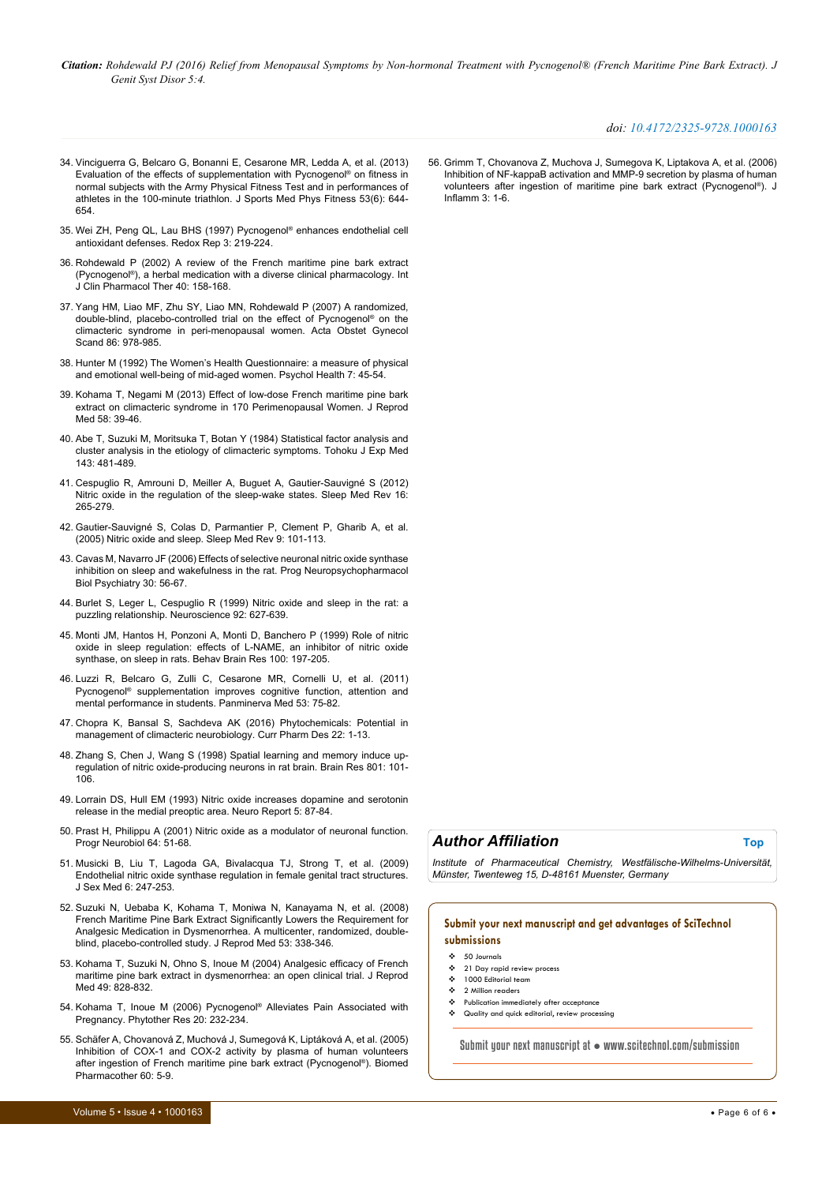34. Vinciguerra G, Belcaro G, Bonanni E, Cesarone MR, Ledda A, et al. (2013) Evaluation of the effects of supplementation with Pycnogenol® on fitness in normal subjects with the Army Physical Fitness Test and in performances of athletes in the 100-minute triathlon. J Sports Med Phys Fitness 53(6): 644-654.

35. Wei ZH, Peng QL, Lau BHS (1997) Pycnogenol® enhances endothelial cell antioxidant defenses. Redox Rep 3: 219-224.

36. Rohdewald P (2002) A review of the French maritime pine bark extract (Pycnogenol®), a herbal medication with a diverse clinical pharmacology. Int J Clin Pharmacol Ther 40: 158-168.

37. Yang HM, Liao MF, Zhu SY, Liao MN, Rohdewald P (2007) A randomized, double-blind, placebo-controlled trial on the effect of Pycnogenol® on the climacteric syndrome in peri-menopausal women. Acta Obstet Gynecol Scand 86: 978-985.

38. Hunter M (1992) The Women's Health Questionnaire: a measure of physical and emotional well-being of mid-aged women. Psychol Health 7: 45-54.

39. Kohama T, Negami M (2013) Effect of low-dose French maritime pine bark extract on climacteric syndrome in 170 Perimenopausal Women. J Reprod Med 58: 39-46.

40. Abe T, Suzuki M, Moritsuka T, Botan Y (1984) Statistical factor analysis and cluster analysis in the etiology of climacteric symptoms. Tohoku J Exp Med 143: 481-489.

41. Cespuglio R, Amrouni D, Meiller A, Buguet A, Gautier-Sauvigné S (2012) Nitric oxide in the regulation of the sleep-wake states. Sleep Med Rev 16: 265-279.

42. Gautier-Sauvigné S, Colas D, Parmantier P, Clement P, Gharib A, et al. (2005) Nitric oxide and sleep. Sleep Med Rev 9: 101-113.

43. Cavas M, Navarro JF (2006) Effects of selective neuronal nitric oxide synthase inhibition on sleep and wakefulness in the rat. Prog Neuropsychopharmacol Biol Psychiatry 30: 56-67.

44. Burlet S, Leger L, Cespuglio R (1999) Nitric oxide and sleep in the rat: a puzzling relationship. Neuroscience 92: 627-639.

45. Monti JM, Hantos H, Ponzoni A, Monti D, Banchero P (1999) Role of nitric oxide in sleep regulation: effects of L-NAME, an inhibitor of nitric oxide synthase, on sleep in rats. Behav Brain Res 100: 197-205.

46. Luzzi R, Belcaro G, Zulli C, Cesarone MR, Cornelli U, et al. (2011) Pycnogenol® supplementation improves cognitive function, attention and mental performance in students. Panminerva Med 53: 75-82.

47. Chopra K, Bansal S, Sachdeva AK (2016) Phytochemicals: Potential in management of climacteric neurobiology. Curr Pharm Des 22: 1-13.

48. Zhang S, Chen J, Wang S (1998) Spatial learning and memory induce up-regulation of nitric oxide-producing neurons in rat brain. Brain Res 801: 101-106.

49. Lorrain DS, Hull EM (1993) Nitric oxide increases dopamine and serotonin release in the medial preoptic area. Neuro Report 5: 87-84.

50. Prast H, Philippu A (2001) Nitric oxide as a modulator of neuronal function. Progr Neurobiol 64: 51-68.

51. Musicki B, Liu T, Lagoda GA, Bivalacqua TJ, Strong T, et al. (2009) Endothelial nitric oxide synthase regulation in female genital tract structures. J Sex Med 6: 247-253.

52. Suzuki N, Uebaba K, Kohama T, Moniwa N, Kanayama N, et al. (2008) French Maritime Pine Bark Extract Significantly Lowers the Requirement for Analgesic Medication in Dysmenorrhea. A multicenter, randomized, double-blind, placebo-controlled study. J Reprod Med 53: 338-346.

53. Kohama T, Suzuki N, Ohno S, Inoue M (2004) Analgesic efficacy of French maritime pine bark extract in dysmenorrhea: an open clinical trial. J Reprod Med 49: 828-832.

54. Kohama T, Inoue M (2006) Pycnogenol® Alleviates Pain Associated with Pregnancy. Phytother Res 20: 232-234.

55. Schäfer A, Chovanová Z, Muchová J, Sumegová K, Liptáková A, et al. (2005) Inhibition of COX-1 and COX-2 activity by plasma of human volunteers after ingestion of French maritime pine bark extract (Pycnogenol®). Biomed Pharmacother 60: 5-9.

56. Grimm T, Chovanova Z, Muchova J, Sumegova K, Liptakova A, et al. (2006) Inhibition of NF-kappaB activation and MMP-9 secretion by plasma of human volunteers after ingestion of maritime pine bark extract (Pycnogenol®). J Inflamm 3: 1-6.

## Author Affiliation

*Institute of Pharmaceutical Chemistry, Westfälische-Wilhelms-Universität, Münster, Twenteweg 15, D-48161 Muenster, Germany*

**Submit your next manuscript and get advantages of SciTechnol submissions**

- 50 Journals
- 21 Day rapid review process
- 1000 Editorial team
- 2 Million readers
- Publication immediately after acceptance
- Quality and quick editorial, review processing

Submit your next manuscript at ● www.scitechnol.com/submission